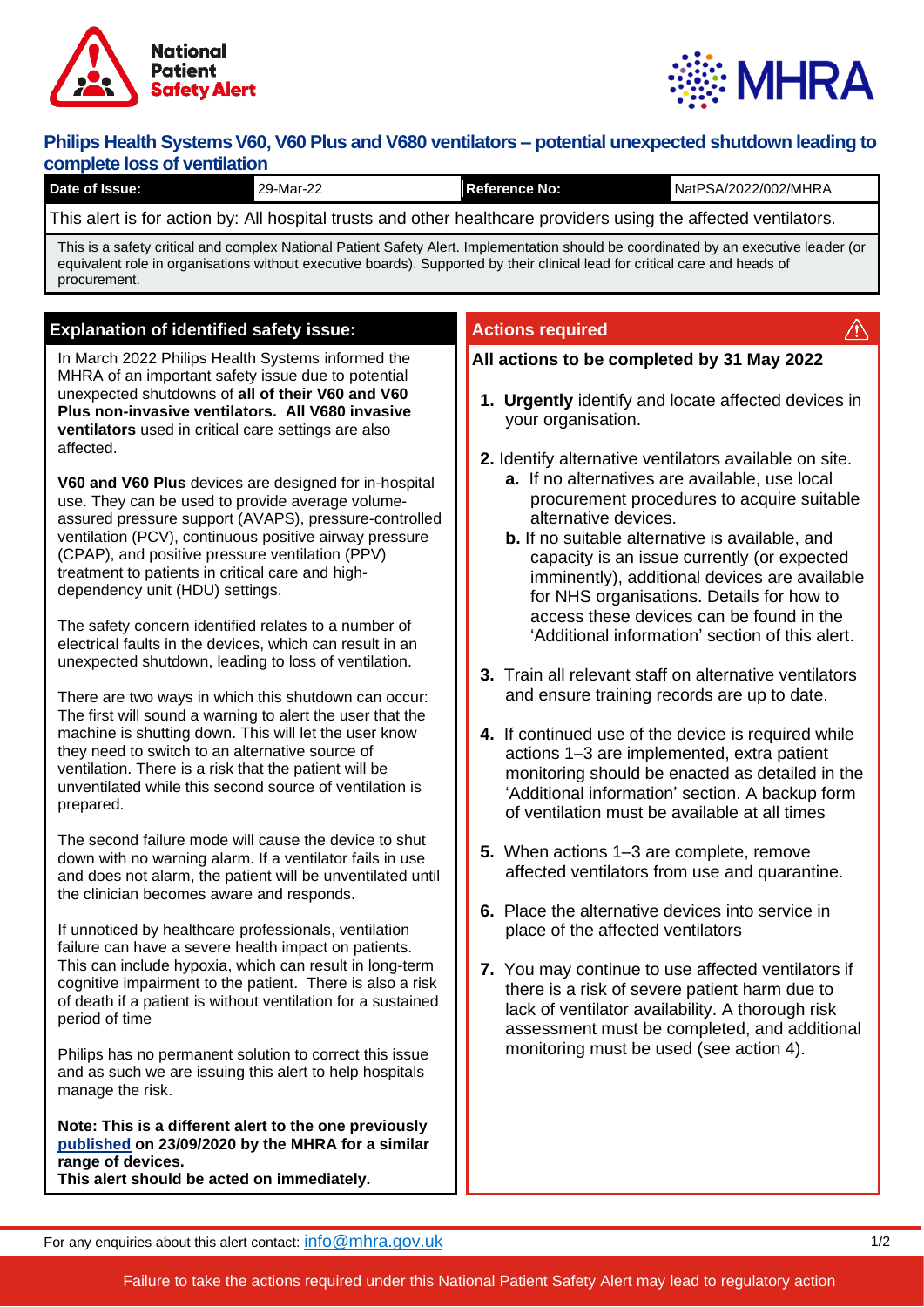# Philips Health Systems V60, V60 Plus and V680 ventilators – potential unexpected shutdown leading to complete loss of ventilation

| Date of Issue: | 29-Mar-22 | Reference No: | NatPSA/2022/002/MHRA |
|---|---|---|---|

This alert is for action by: All hospital trusts and other healthcare providers using the affected ventilators.

This is a safety critical and complex National Patient Safety Alert. Implementation should be coordinated by an executive leader (or equivalent role in organisations without executive boards). Supported by their clinical lead for critical care and heads of procurement.

## Explanation of identified safety issue:

In March 2022 Philips Health Systems informed the MHRA of an important safety issue due to potential unexpected shutdowns of **all of their V60 and V60 Plus non-invasive ventilators. All V680 invasive ventilators** used in critical care settings are also affected.

**V60 and V60 Plus** devices are designed for in-hospital use. They can be used to provide average volume-assured pressure support (AVAPS), pressure-controlled ventilation (PCV), continuous positive airway pressure (CPAP), and positive pressure ventilation (PPV) treatment to patients in critical care and high-dependency unit (HDU) settings.

The safety concern identified relates to a number of electrical faults in the devices, which can result in an unexpected shutdown, leading to loss of ventilation.

There are two ways in which this shutdown can occur: The first will sound a warning to alert the user that the machine is shutting down. This will let the user know they need to switch to an alternative source of ventilation. There is a risk that the patient will be unventilated while this second source of ventilation is prepared.

The second failure mode will cause the device to shut down with no warning alarm. If a ventilator fails in use and does not alarm, the patient will be unventilated until the clinician becomes aware and responds.

If unnoticed by healthcare professionals, ventilation failure can have a severe health impact on patients. This can include hypoxia, which can result in long-term cognitive impairment to the patient. There is also a risk of death if a patient is without ventilation for a sustained period of time

Philips has no permanent solution to correct this issue and as such we are issuing this alert to help hospitals manage the risk.

**Note: This is a different alert to the one previously published on 23/09/2020 by the MHRA for a similar range of devices.**
**This alert should be acted on immediately.**

## Actions required

**All actions to be completed by 31 May 2022**

1. **Urgently** identify and locate affected devices in your organisation.
2. Identify alternative ventilators available on site.
   a. If no alternatives are available, use local procurement procedures to acquire suitable alternative devices.
   b. If no suitable alternative is available, and capacity is an issue currently (or expected imminently), additional devices are available for NHS organisations. Details for how to access these devices can be found in the 'Additional information' section of this alert.
3. Train all relevant staff on alternative ventilators and ensure training records are up to date.
4. If continued use of the device is required while actions 1–3 are implemented, extra patient monitoring should be enacted as detailed in the 'Additional information' section. A backup form of ventilation must be available at all times
5. When actions 1–3 are complete, remove affected ventilators from use and quarantine.
6. Place the alternative devices into service in place of the affected ventilators
7. You may continue to use affected ventilators if there is a risk of severe patient harm due to lack of ventilator availability. A thorough risk assessment must be completed, and additional monitoring must be used (see action 4).

For any enquiries about this alert contact: info@mhra.gov.uk

Failure to take the actions required under this National Patient Safety Alert may lead to regulatory action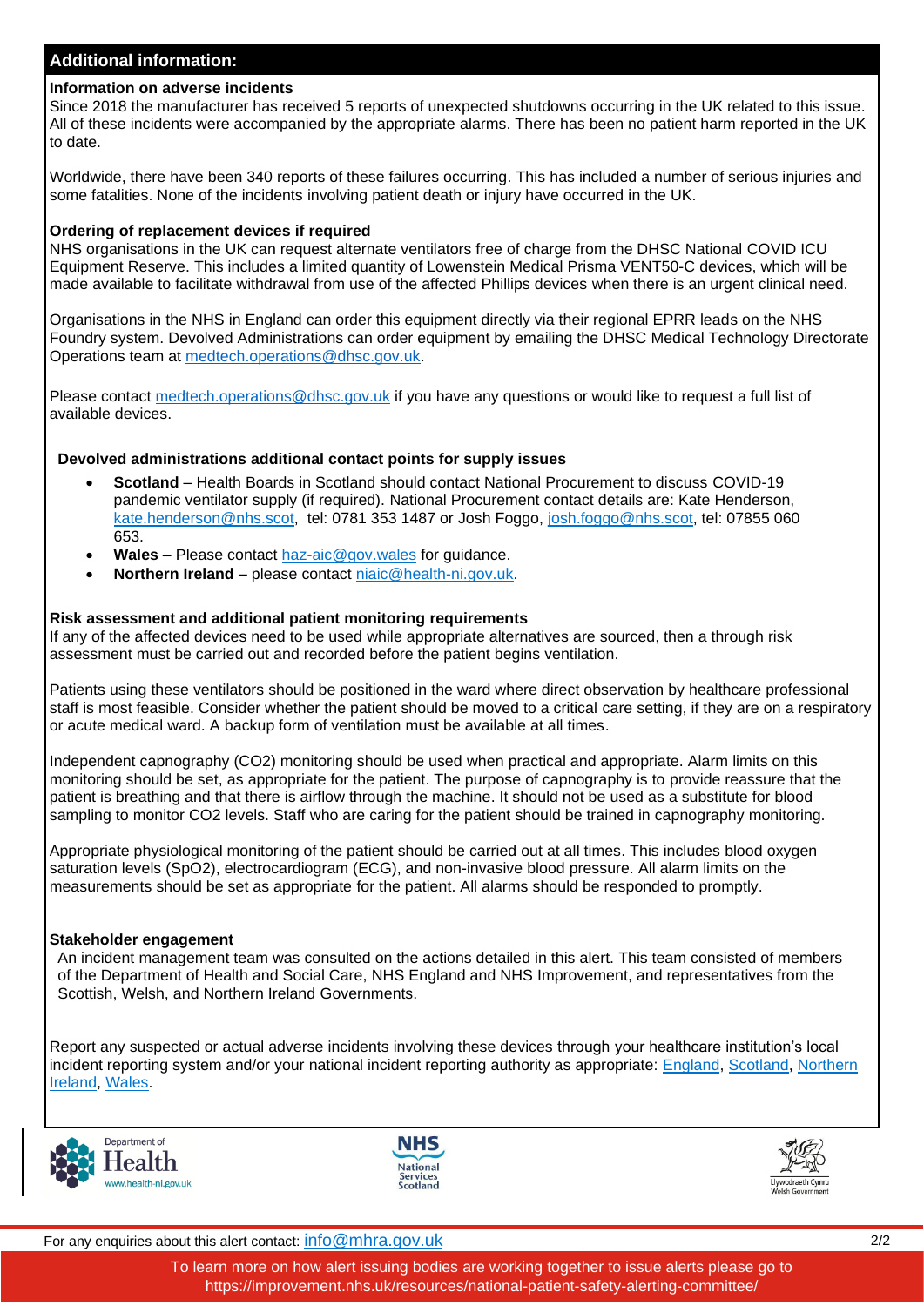## Additional information:

### Information on adverse incidents

Since 2018 the manufacturer has received 5 reports of unexpected shutdowns occurring in the UK related to this issue. All of these incidents were accompanied by the appropriate alarms. There has been no patient harm reported in the UK to date.

Worldwide, there have been 340 reports of these failures occurring. This has included a number of serious injuries and some fatalities. None of the incidents involving patient death or injury have occurred in the UK.

### Ordering of replacement devices if required

NHS organisations in the UK can request alternate ventilators free of charge from the DHSC National COVID ICU Equipment Reserve. This includes a limited quantity of Lowenstein Medical Prisma VENT50-C devices, which will be made available to facilitate withdrawal from use of the affected Phillips devices when there is an urgent clinical need.

Organisations in the NHS in England can order this equipment directly via their regional EPRR leads on the NHS Foundry system. Devolved Administrations can order equipment by emailing the DHSC Medical Technology Directorate Operations team at medtech.operations@dhsc.gov.uk.

Please contact medtech.operations@dhsc.gov.uk if you have any questions or would like to request a full list of available devices.

### Devolved administrations additional contact points for supply issues

- **Scotland** – Health Boards in Scotland should contact National Procurement to discuss COVID-19 pandemic ventilator supply (if required). National Procurement contact details are: Kate Henderson, kate.henderson@nhs.scot, tel: 0781 353 1487 or Josh Foggo, josh.foggo@nhs.scot, tel: 07855 060 653.
- **Wales** – Please contact haz-aic@gov.wales for guidance.
- **Northern Ireland** – please contact niaic@health-ni.gov.uk.

### Risk assessment and additional patient monitoring requirements

If any of the affected devices need to be used while appropriate alternatives are sourced, then a through risk assessment must be carried out and recorded before the patient begins ventilation.

Patients using these ventilators should be positioned in the ward where direct observation by healthcare professional staff is most feasible. Consider whether the patient should be moved to a critical care setting, if they are on a respiratory or acute medical ward. A backup form of ventilation must be available at all times.

Independent capnography ($CO_2$) monitoring should be used when practical and appropriate. Alarm limits on this monitoring should be set, as appropriate for the patient. The purpose of capnography is to provide reassure that the patient is breathing and that there is airflow through the machine. It should not be used as a substitute for blood sampling to monitor $CO_2$ levels. Staff who are caring for the patient should be trained in capnography monitoring.

Appropriate physiological monitoring of the patient should be carried out at all times. This includes blood oxygen saturation levels ($SpO_2$), electrocardiogram (ECG), and non-invasive blood pressure. All alarm limits on the measurements should be set as appropriate for the patient. All alarms should be responded to promptly.

### Stakeholder engagement

An incident management team was consulted on the actions detailed in this alert. This team consisted of members of the Department of Health and Social Care, NHS England and NHS Improvement, and representatives from the Scottish, Welsh, and Northern Ireland Governments.

Report any suspected or actual adverse incidents involving these devices through your healthcare institution's local incident reporting system and/or your national incident reporting authority as appropriate: England, Scotland, Northern Ireland, Wales.

For any enquiries about this alert contact: info@mhra.gov.uk

To learn more on how alert issuing bodies are working together to issue alerts please go to https://improvement.nhs.uk/resources/national-patient-safety-alerting-committee/